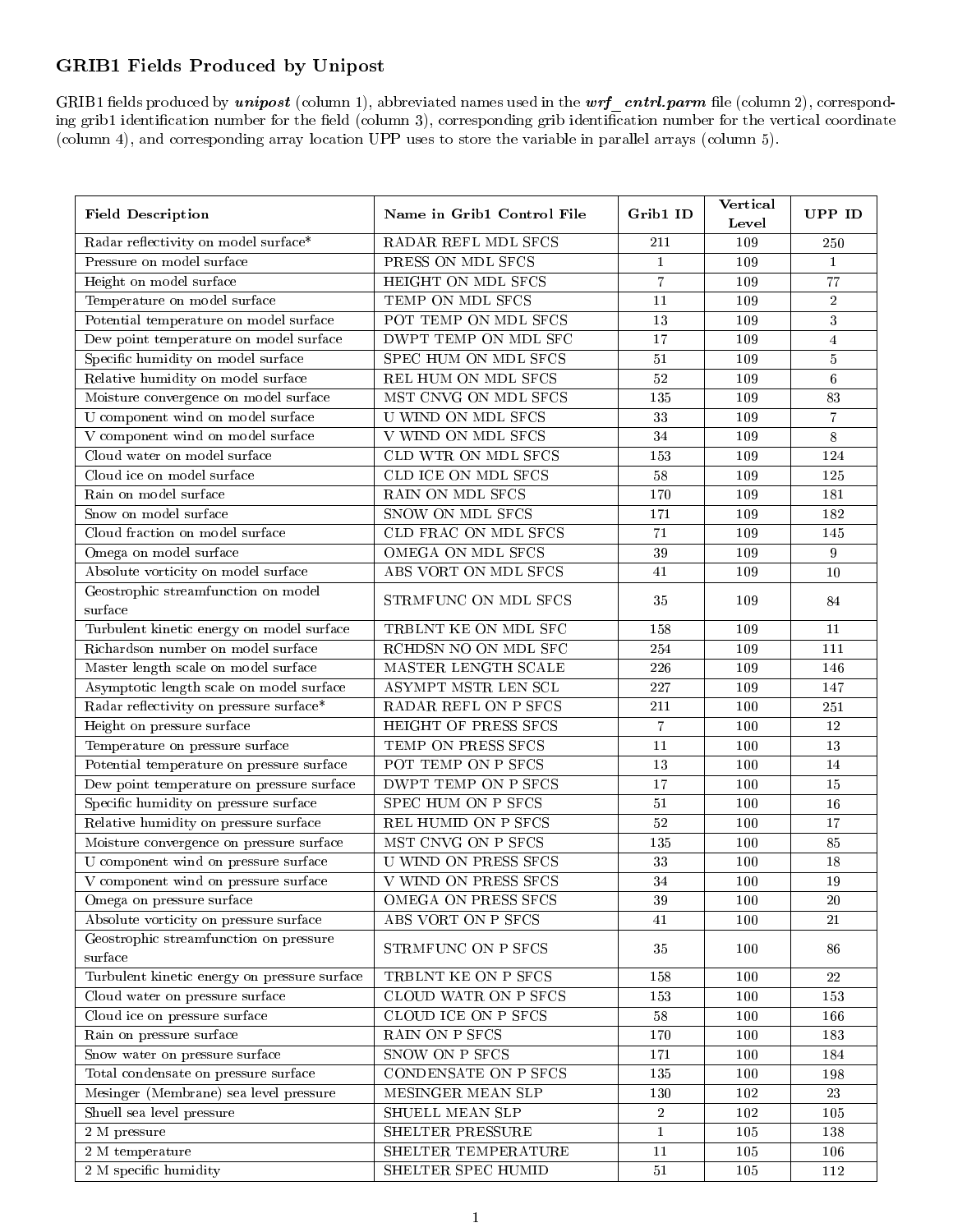## GRIB1 Fields Produced by Unipost

GRIB1 fields produced by ***unipost*** (column 1), abbreviated names used in the ***wrf_cntrl.parm*** file (column 2), corresponding grib1 identification number for the field (column 3), corresponding grib identification number for the vertical coordinate (column 4), and corresponding array location UPP uses to store the variable in parallel arrays (column 5).

| Field Description | Name in Grib1 Control File | Grib1 ID | Vertical Level | UPP ID |
|---|---|---|---|---|
| Radar reflectivity on model surface* | RADAR REFL MDL SFCS | 211 | 109 | 250 |
| Pressure on model surface | PRESS ON MDL SFCS | 1 | 109 | 1 |
| Height on model surface | HEIGHT ON MDL SFCS | 7 | 109 | 77 |
| Temperature on model surface | TEMP ON MDL SFCS | 11 | 109 | 2 |
| Potential temperature on model surface | POT TEMP ON MDL SFCS | 13 | 109 | 3 |
| Dew point temperature on model surface | DWPT TEMP ON MDL SFC | 17 | 109 | 4 |
| Specific humidity on model surface | SPEC HUM ON MDL SFCS | 51 | 109 | 5 |
| Relative humidity on model surface | REL HUM ON MDL SFCS | 52 | 109 | 6 |
| Moisture convergence on model surface | MST CNVG ON MDL SFCS | 135 | 109 | 83 |
| U component wind on model surface | U WIND ON MDL SFCS | 33 | 109 | 7 |
| V component wind on model surface | V WIND ON MDL SFCS | 34 | 109 | 8 |
| Cloud water on model surface | CLD WTR ON MDL SFCS | 153 | 109 | 124 |
| Cloud ice on model surface | CLD ICE ON MDL SFCS | 58 | 109 | 125 |
| Rain on model surface | RAIN ON MDL SFCS | 170 | 109 | 181 |
| Snow on model surface | SNOW ON MDL SFCS | 171 | 109 | 182 |
| Cloud fraction on model surface | CLD FRAC ON MDL SFCS | 71 | 109 | 145 |
| Omega on model surface | OMEGA ON MDL SFCS | 39 | 109 | 9 |
| Absolute vorticity on model surface | ABS VORT ON MDL SFCS | 41 | 109 | 10 |
| Geostrophic streamfunction on model surface | STRMFUNC ON MDL SFCS | 35 | 109 | 84 |
| Turbulent kinetic energy on model surface | TRBLNT KE ON MDL SFC | 158 | 109 | 11 |
| Richardson number on model surface | RCHDSN NO ON MDL SFC | 254 | 109 | 111 |
| Master length scale on model surface | MASTER LENGTH SCALE | 226 | 109 | 146 |
| Asymptotic length scale on model surface | ASYMPT MSTR LEN SCL | 227 | 109 | 147 |
| Radar reflectivity on pressure surface* | RADAR REFL ON P SFCS | 211 | 100 | 251 |
| Height on pressure surface | HEIGHT OF PRESS SFCS | 7 | 100 | 12 |
| Temperature on pressure surface | TEMP ON PRESS SFCS | 11 | 100 | 13 |
| Potential temperature on pressure surface | POT TEMP ON P SFCS | 13 | 100 | 14 |
| Dew point temperature on pressure surface | DWPT TEMP ON P SFCS | 17 | 100 | 15 |
| Specific humidity on pressure surface | SPEC HUM ON P SFCS | 51 | 100 | 16 |
| Relative humidity on pressure surface | REL HUMID ON P SFCS | 52 | 100 | 17 |
| Moisture convergence on pressure surface | MST CNVG ON P SFCS | 135 | 100 | 85 |
| U component wind on pressure surface | U WIND ON PRESS SFCS | 33 | 100 | 18 |
| V component wind on pressure surface | V WIND ON PRESS SFCS | 34 | 100 | 19 |
| Omega on pressure surface | OMEGA ON PRESS SFCS | 39 | 100 | 20 |
| Absolute vorticity on pressure surface | ABS VORT ON P SFCS | 41 | 100 | 21 |
| Geostrophic streamfunction on pressure surface | STRMFUNC ON P SFCS | 35 | 100 | 86 |
| Turbulent kinetic energy on pressure surface | TRBLNT KE ON P SFCS | 158 | 100 | 22 |
| Cloud water on pressure surface | CLOUD WATR ON P SFCS | 153 | 100 | 153 |
| Cloud ice on pressure surface | CLOUD ICE ON P SFCS | 58 | 100 | 166 |
| Rain on pressure surface | RAIN ON P SFCS | 170 | 100 | 183 |
| Snow water on pressure surface | SNOW ON P SFCS | 171 | 100 | 184 |
| Total condensate on pressure surface | CONDENSATE ON P SFCS | 135 | 100 | 198 |
| Mesinger (Membrane) sea level pressure | MESINGER MEAN SLP | 130 | 102 | 23 |
| Shuell sea level pressure | SHUELL MEAN SLP | 2 | 102 | 105 |
| 2 M pressure | SHELTER PRESSURE | 1 | 105 | 138 |
| 2 M temperature | SHELTER TEMPERATURE | 11 | 105 | 106 |
| 2 M specific humidity | SHELTER SPEC HUMID | 51 | 105 | 112 |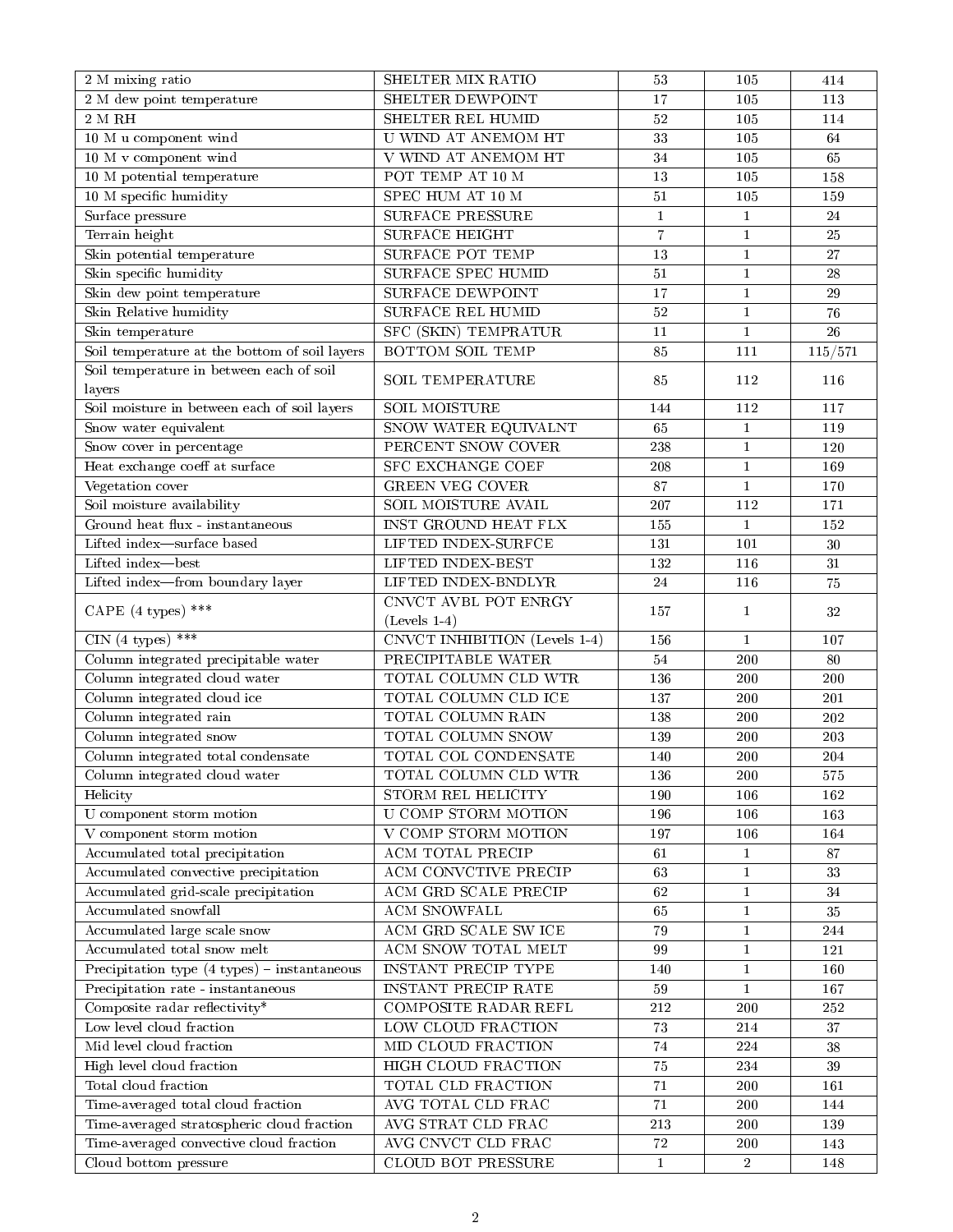| | | | | |
|---|---|---|---|---|
| 2 M mixing ratio | SHELTER MIX RATIO | 53 | 105 | 414 |
| 2 M dew point temperature | SHELTER DEWPOINT | 17 | 105 | 113 |
| 2 M RH | SHELTER REL HUMID | 52 | 105 | 114 |
| 10 M u component wind | U WIND AT ANEMOM HT | 33 | 105 | 64 |
| 10 M v component wind | V WIND AT ANEMOM HT | 34 | 105 | 65 |
| 10 M potential temperature | POT TEMP AT 10 M | 13 | 105 | 158 |
| 10 M specific humidity | SPEC HUM AT 10 M | 51 | 105 | 159 |
| Surface pressure | SURFACE PRESSURE | 1 | 1 | 24 |
| Terrain height | SURFACE HEIGHT | 7 | 1 | 25 |
| Skin potential temperature | SURFACE POT TEMP | 13 | 1 | 27 |
| Skin specific humidity | SURFACE SPEC HUMID | 51 | 1 | 28 |
| Skin dew point temperature | SURFACE DEWPOINT | 17 | 1 | 29 |
| Skin Relative humidity | SURFACE REL HUMID | 52 | 1 | 76 |
| Skin temperature | SFC (SKIN) TEMPRATUR | 11 | 1 | 26 |
| Soil temperature at the bottom of soil layers | BOTTOM SOIL TEMP | 85 | 111 | 115/571 |
| Soil temperature in between each of soil layers | SOIL TEMPERATURE | 85 | 112 | 116 |
| Soil moisture in between each of soil layers | SOIL MOISTURE | 144 | 112 | 117 |
| Snow water equivalent | SNOW WATER EQUIVALNT | 65 | 1 | 119 |
| Snow cover in percentage | PERCENT SNOW COVER | 238 | 1 | 120 |
| Heat exchange coeff at surface | SFC EXCHANGE COEF | 208 | 1 | 169 |
| Vegetation cover | GREEN VEG COVER | 87 | 1 | 170 |
| Soil moisture availability | SOIL MOISTURE AVAIL | 207 | 112 | 171 |
| Ground heat flux - instantaneous | INST GROUND HEAT FLX | 155 | 1 | 152 |
| Lifted index—surface based | LIFTED INDEX-SURFCE | 131 | 101 | 30 |
| Lifted index—best | LIFTED INDEX-BEST | 132 | 116 | 31 |
| Lifted index—from boundary layer | LIFTED INDEX-BNDLYR | 24 | 116 | 75 |
| CAPE (4 types) *** | CNVCT AVBL POT ENRGY (Levels 1-4) | 157 | 1 | 32 |
| CIN (4 types) *** | CNVCT INHIBITION (Levels 1-4) | 156 | 1 | 107 |
| Column integrated precipitable water | PRECIPITABLE WATER | 54 | 200 | 80 |
| Column integrated cloud water | TOTAL COLUMN CLD WTR | 136 | 200 | 200 |
| Column integrated cloud ice | TOTAL COLUMN CLD ICE | 137 | 200 | 201 |
| Column integrated rain | TOTAL COLUMN RAIN | 138 | 200 | 202 |
| Column integrated snow | TOTAL COLUMN SNOW | 139 | 200 | 203 |
| Column integrated total condensate | TOTAL COL CONDENSATE | 140 | 200 | 204 |
| Column integrated cloud water | TOTAL COLUMN CLD WTR | 136 | 200 | 575 |
| Helicity | STORM REL HELICITY | 190 | 106 | 162 |
| U component storm motion | U COMP STORM MOTION | 196 | 106 | 163 |
| V component storm motion | V COMP STORM MOTION | 197 | 106 | 164 |
| Accumulated total precipitation | ACM TOTAL PRECIP | 61 | 1 | 87 |
| Accumulated convective precipitation | ACM CONVCTIVE PRECIP | 63 | 1 | 33 |
| Accumulated grid-scale precipitation | ACM GRD SCALE PRECIP | 62 | 1 | 34 |
| Accumulated snowfall | ACM SNOWFALL | 65 | 1 | 35 |
| Accumulated large scale snow | ACM GRD SCALE SW ICE | 79 | 1 | 244 |
| Accumulated total snow melt | ACM SNOW TOTAL MELT | 99 | 1 | 121 |
| Precipitation type (4 types) – instantaneous | INSTANT PRECIP TYPE | 140 | 1 | 160 |
| Precipitation rate - instantaneous | INSTANT PRECIP RATE | 59 | 1 | 167 |
| Composite radar reflectivity* | COMPOSITE RADAR REFL | 212 | 200 | 252 |
| Low level cloud fraction | LOW CLOUD FRACTION | 73 | 214 | 37 |
| Mid level cloud fraction | MID CLOUD FRACTION | 74 | 224 | 38 |
| High level cloud fraction | HIGH CLOUD FRACTION | 75 | 234 | 39 |
| Total cloud fraction | TOTAL CLD FRACTION | 71 | 200 | 161 |
| Time-averaged total cloud fraction | AVG TOTAL CLD FRAC | 71 | 200 | 144 |
| Time-averaged stratospheric cloud fraction | AVG STRAT CLD FRAC | 213 | 200 | 139 |
| Time-averaged convective cloud fraction | AVG CNVCT CLD FRAC | 72 | 200 | 143 |
| Cloud bottom pressure | CLOUD BOT PRESSURE | 1 | 2 | 148 |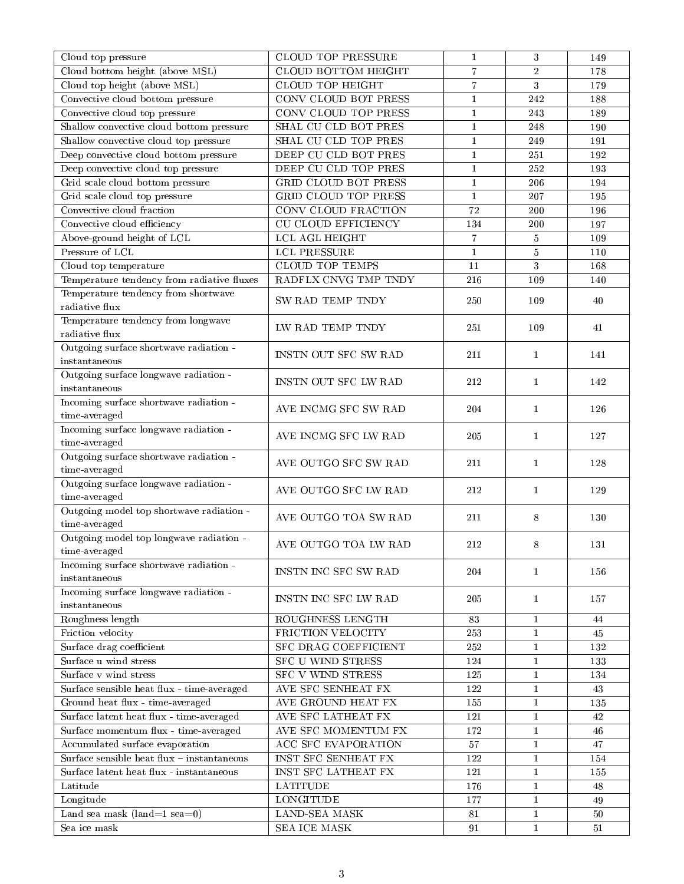| Cloud top pressure | CLOUD TOP PRESSURE | 1 | 3 | 149 |
|---|---|---|---|---|
| Cloud bottom height (above MSL) | CLOUD BOTTOM HEIGHT | 7 | 2 | 178 |
| Cloud top height (above MSL) | CLOUD TOP HEIGHT | 7 | 3 | 179 |
| Convective cloud bottom pressure | CONV CLOUD BOT PRESS | 1 | 242 | 188 |
| Convective cloud top pressure | CONV CLOUD TOP PRESS | 1 | 243 | 189 |
| Shallow convective cloud bottom pressure | SHAL CU CLD BOT PRES | 1 | 248 | 190 |
| Shallow convective cloud top pressure | SHAL CU CLD TOP PRES | 1 | 249 | 191 |
| Deep convective cloud bottom pressure | DEEP CU CLD BOT PRES | 1 | 251 | 192 |
| Deep convective cloud top pressure | DEEP CU CLD TOP PRES | 1 | 252 | 193 |
| Grid scale cloud bottom pressure | GRID CLOUD BOT PRESS | 1 | 206 | 194 |
| Grid scale cloud top pressure | GRID CLOUD TOP PRESS | 1 | 207 | 195 |
| Convective cloud fraction | CONV CLOUD FRACTION | 72 | 200 | 196 |
| Convective cloud efficiency | CU CLOUD EFFICIENCY | 134 | 200 | 197 |
| Above-ground height of LCL | LCL AGL HEIGHT | 7 | 5 | 109 |
| Pressure of LCL | LCL PRESSURE | 1 | 5 | 110 |
| Cloud top temperature | CLOUD TOP TEMPS | 11 | 3 | 168 |
| Temperature tendency from radiative fluxes | RADFLX CNVG TMP TNDY | 216 | 109 | 140 |
| Temperature tendency from shortwave radiative flux | SW RAD TEMP TNDY | 250 | 109 | 40 |
| Temperature tendency from longwave radiative flux | LW RAD TEMP TNDY | 251 | 109 | 41 |
| Outgoing surface shortwave radiation - instantaneous | INSTN OUT SFC SW RAD | 211 | 1 | 141 |
| Outgoing surface longwave radiation - instantaneous | INSTN OUT SFC LW RAD | 212 | 1 | 142 |
| Incoming surface shortwave radiation - time-averaged | AVE INCMG SFC SW RAD | 204 | 1 | 126 |
| Incoming surface longwave radiation - time-averaged | AVE INCMG SFC LW RAD | 205 | 1 | 127 |
| Outgoing surface shortwave radiation - time-averaged | AVE OUTGO SFC SW RAD | 211 | 1 | 128 |
| Outgoing surface longwave radiation - time-averaged | AVE OUTGO SFC LW RAD | 212 | 1 | 129 |
| Outgoing model top shortwave radiation - time-averaged | AVE OUTGO TOA SW RAD | 211 | 8 | 130 |
| Outgoing model top longwave radiation - time-averaged | AVE OUTGO TOA LW RAD | 212 | 8 | 131 |
| Incoming surface shortwave radiation - instantaneous | INSTN INC SFC SW RAD | 204 | 1 | 156 |
| Incoming surface longwave radiation - instantaneous | INSTN INC SFC LW RAD | 205 | 1 | 157 |
| Roughness length | ROUGHNESS LENGTH | 83 | 1 | 44 |
| Friction velocity | FRICTION VELOCITY | 253 | 1 | 45 |
| Surface drag coefficient | SFC DRAG COEFFICIENT | 252 | 1 | 132 |
| Surface u wind stress | SFC U WIND STRESS | 124 | 1 | 133 |
| Surface v wind stress | SFC V WIND STRESS | 125 | 1 | 134 |
| Surface sensible heat flux - time-averaged | AVE SFC SENHEAT FX | 122 | 1 | 43 |
| Ground heat flux - time-averaged | AVE GROUND HEAT FX | 155 | 1 | 135 |
| Surface latent heat flux - time-averaged | AVE SFC LATHEAT FX | 121 | 1 | 42 |
| Surface momentum flux - time-averaged | AVE SFC MOMENTUM FX | 172 | 1 | 46 |
| Accumulated surface evaporation | ACC SFC EVAPORATION | 57 | 1 | 47 |
| Surface sensible heat flux – instantaneous | INST SFC SENHEAT FX | 122 | 1 | 154 |
| Surface latent heat flux - instantaneous | INST SFC LATHEAT FX | 121 | 1 | 155 |
| Latitude | LATITUDE | 176 | 1 | 48 |
| Longitude | LONGITUDE | 177 | 1 | 49 |
| Land sea mask (land=1 sea=0) | LAND-SEA MASK | 81 | 1 | 50 |
| Sea ice mask | SEA ICE MASK | 91 | 1 | 51 |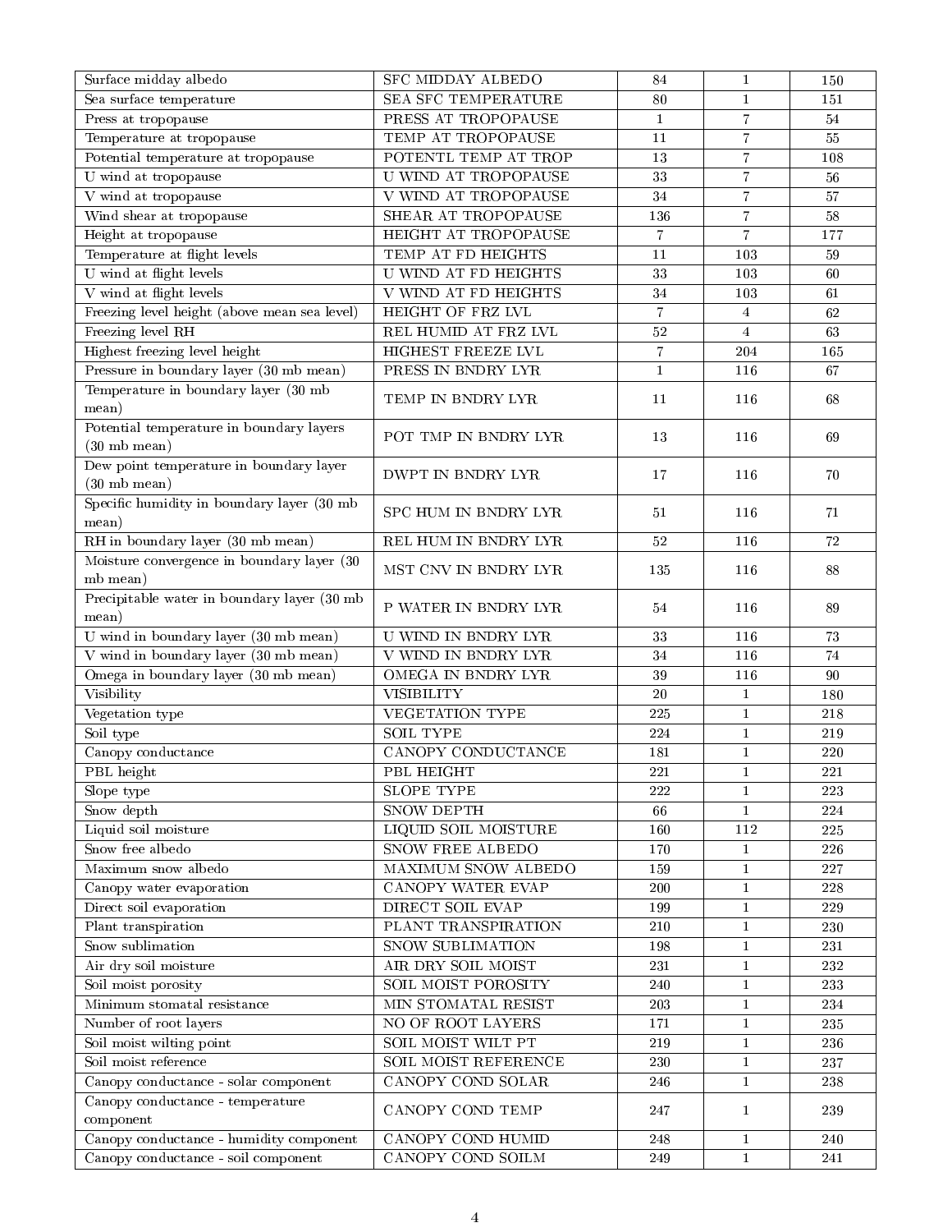| Surface midday albedo | SFC MIDDAY ALBEDO | 84 | 1 | 150 |
|---|---|---|---|---|
| Sea surface temperature | SEA SFC TEMPERATURE | 80 | 1 | 151 |
| Press at tropopause | PRESS AT TROPOPAUSE | 1 | 7 | 54 |
| Temperature at tropopause | TEMP AT TROPOPAUSE | 11 | 7 | 55 |
| Potential temperature at tropopause | POTENTL TEMP AT TROP | 13 | 7 | 108 |
| U wind at tropopause | U WIND AT TROPOPAUSE | 33 | 7 | 56 |
| V wind at tropopause | V WIND AT TROPOPAUSE | 34 | 7 | 57 |
| Wind shear at tropopause | SHEAR AT TROPOPAUSE | 136 | 7 | 58 |
| Height at tropopause | HEIGHT AT TROPOPAUSE | 7 | 7 | 177 |
| Temperature at flight levels | TEMP AT FD HEIGHTS | 11 | 103 | 59 |
| U wind at flight levels | U WIND AT FD HEIGHTS | 33 | 103 | 60 |
| V wind at flight levels | V WIND AT FD HEIGHTS | 34 | 103 | 61 |
| Freezing level height (above mean sea level) | HEIGHT OF FRZ LVL | 7 | 4 | 62 |
| Freezing level RH | REL HUMID AT FRZ LVL | 52 | 4 | 63 |
| Highest freezing level height | HIGHEST FREEZE LVL | 7 | 204 | 165 |
| Pressure in boundary layer (30 mb mean) | PRESS IN BNDRY LYR | 1 | 116 | 67 |
| Temperature in boundary layer (30 mb mean) | TEMP IN BNDRY LYR | 11 | 116 | 68 |
| Potential temperature in boundary layers (30 mb mean) | POT TMP IN BNDRY LYR | 13 | 116 | 69 |
| Dew point temperature in boundary layer (30 mb mean) | DWPT IN BNDRY LYR | 17 | 116 | 70 |
| Specific humidity in boundary layer (30 mb mean) | SPC HUM IN BNDRY LYR | 51 | 116 | 71 |
| RH in boundary layer (30 mb mean) | REL HUM IN BNDRY LYR | 52 | 116 | 72 |
| Moisture convergence in boundary layer (30 mb mean) | MST CNV IN BNDRY LYR | 135 | 116 | 88 |
| Precipitable water in boundary layer (30 mb mean) | P WATER IN BNDRY LYR | 54 | 116 | 89 |
| U wind in boundary layer (30 mb mean) | U WIND IN BNDRY LYR | 33 | 116 | 73 |
| V wind in boundary layer (30 mb mean) | V WIND IN BNDRY LYR | 34 | 116 | 74 |
| Omega in boundary layer (30 mb mean) | OMEGA IN BNDRY LYR | 39 | 116 | 90 |
| Visibility | VISIBILITY | 20 | 1 | 180 |
| Vegetation type | VEGETATION TYPE | 225 | 1 | 218 |
| Soil type | SOIL TYPE | 224 | 1 | 219 |
| Canopy conductance | CANOPY CONDUCTANCE | 181 | 1 | 220 |
| PBL height | PBL HEIGHT | 221 | 1 | 221 |
| Slope type | SLOPE TYPE | 222 | 1 | 223 |
| Snow depth | SNOW DEPTH | 66 | 1 | 224 |
| Liquid soil moisture | LIQUID SOIL MOISTURE | 160 | 112 | 225 |
| Snow free albedo | SNOW FREE ALBEDO | 170 | 1 | 226 |
| Maximum snow albedo | MAXIMUM SNOW ALBEDO | 159 | 1 | 227 |
| Canopy water evaporation | CANOPY WATER EVAP | 200 | 1 | 228 |
| Direct soil evaporation | DIRECT SOIL EVAP | 199 | 1 | 229 |
| Plant transpiration | PLANT TRANSPIRATION | 210 | 1 | 230 |
| Snow sublimation | SNOW SUBLIMATION | 198 | 1 | 231 |
| Air dry soil moisture | AIR DRY SOIL MOIST | 231 | 1 | 232 |
| Soil moist porosity | SOIL MOIST POROSITY | 240 | 1 | 233 |
| Minimum stomatal resistance | MIN STOMATAL RESIST | 203 | 1 | 234 |
| Number of root layers | NO OF ROOT LAYERS | 171 | 1 | 235 |
| Soil moist wilting point | SOIL MOIST WILT PT | 219 | 1 | 236 |
| Soil moist reference | SOIL MOIST REFERENCE | 230 | 1 | 237 |
| Canopy conductance - solar component | CANOPY COND SOLAR | 246 | 1 | 238 |
| Canopy conductance - temperature component | CANOPY COND TEMP | 247 | 1 | 239 |
| Canopy conductance - humidity component | CANOPY COND HUMID | 248 | 1 | 240 |
| Canopy conductance - soil component | CANOPY COND SOILM | 249 | 1 | 241 |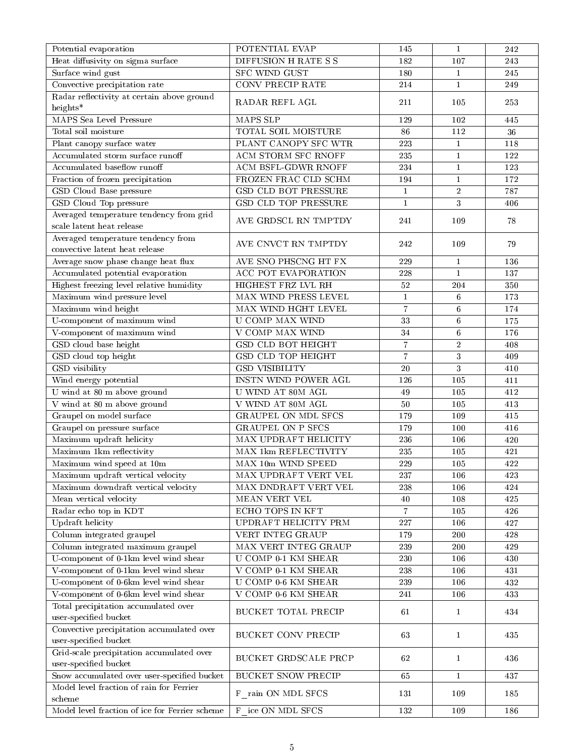| | | | | |
|---|---|---|---|---|
| Potential evaporation | POTENTIAL EVAP | 145 | 1 | 242 |
| Heat diffusivity on sigma surface | DIFFUSION H RATE S S | 182 | 107 | 243 |
| Surface wind gust | SFC WIND GUST | 180 | 1 | 245 |
| Convective precipitation rate | CONV PRECIP RATE | 214 | 1 | 249 |
| Radar reflectivity at certain above ground heights* | RADAR REFL AGL | 211 | 105 | 253 |
| MAPS Sea Level Pressure | MAPS SLP | 129 | 102 | 445 |
| Total soil moisture | TOTAL SOIL MOISTURE | 86 | 112 | 36 |
| Plant canopy surface water | PLANT CANOPY SFC WTR | 223 | 1 | 118 |
| Accumulated storm surface runoff | ACM STORM SFC RNOFF | 235 | 1 | 122 |
| Accumulated baseflow runoff | ACM BSFL-GDWR RNOFF | 234 | 1 | 123 |
| Fraction of frozen precipitation | FROZEN FRAC CLD SCHM | 194 | 1 | 172 |
| GSD Cloud Base pressure | GSD CLD BOT PRESSURE | 1 | 2 | 787 |
| GSD Cloud Top pressure | GSD CLD TOP PRESSURE | 1 | 3 | 406 |
| Averaged temperature tendency from grid scale latent heat release | AVE GRDSCL RN TMPTDY | 241 | 109 | 78 |
| Averaged temperature tendency from convective latent heat release | AVE CNVCT RN TMPTDY | 242 | 109 | 79 |
| Average snow phase change heat flux | AVE SNO PHSCNG HT FX | 229 | 1 | 136 |
| Accumulated potential evaporation | ACC POT EVAPORATION | 228 | 1 | 137 |
| Highest freezing level relative humidity | HIGHEST FRZ LVL RH | 52 | 204 | 350 |
| Maximum wind pressure level | MAX WIND PRESS LEVEL | 1 | 6 | 173 |
| Maximum wind height | MAX WIND HGHT LEVEL | 7 | 6 | 174 |
| U-component of maximum wind | U COMP MAX WIND | 33 | 6 | 175 |
| V-component of maximum wind | V COMP MAX WIND | 34 | 6 | 176 |
| GSD cloud base height | GSD CLD BOT HEIGHT | 7 | 2 | 408 |
| GSD cloud top height | GSD CLD TOP HEIGHT | 7 | 3 | 409 |
| GSD visibility | GSD VISIBILITY | 20 | 3 | 410 |
| Wind energy potential | INSTN WIND POWER AGL | 126 | 105 | 411 |
| U wind at 80 m above ground | U WIND AT 80M AGL | 49 | 105 | 412 |
| V wind at 80 m above ground | V WIND AT 80M AGL | 50 | 105 | 413 |
| Graupel on model surface | GRAUPEL ON MDL SFCS | 179 | 109 | 415 |
| Graupel on pressure surface | GRAUPEL ON P SFCS | 179 | 100 | 416 |
| Maximum updraft helicity | MAX UPDRAFT HELICITY | 236 | 106 | 420 |
| Maximum 1km reflectivity | MAX 1km REFLECTIVITY | 235 | 105 | 421 |
| Maximum wind speed at 10m | MAX 10m WIND SPEED | 229 | 105 | 422 |
| Maximum updraft vertical velocity | MAX UPDRAFT VERT VEL | 237 | 106 | 423 |
| Maximum downdraft vertical velocity | MAX DNDRAFT VERT VEL | 238 | 106 | 424 |
| Mean vertical velocity | MEAN VERT VEL | 40 | 108 | 425 |
| Radar echo top in KDT | ECHO TOPS IN KFT | 7 | 105 | 426 |
| Updraft helicity | UPDRAFT HELICITY PRM | 227 | 106 | 427 |
| Column integrated graupel | VERT INTEG GRAUP | 179 | 200 | 428 |
| Column integrated maximum graupel | MAX VERT INTEG GRAUP | 239 | 200 | 429 |
| U-component of 0-1km level wind shear | U COMP 0-1 KM SHEAR | 230 | 106 | 430 |
| V-component of 0-1km level wind shear | V COMP 0-1 KM SHEAR | 238 | 106 | 431 |
| U-component of 0-6km level wind shear | U COMP 0-6 KM SHEAR | 239 | 106 | 432 |
| V-component of 0-6km level wind shear | V COMP 0-6 KM SHEAR | 241 | 106 | 433 |
| Total precipitation accumulated over user-specified bucket | BUCKET TOTAL PRECIP | 61 | 1 | 434 |
| Convective precipitation accumulated over user-specified bucket | BUCKET CONV PRECIP | 63 | 1 | 435 |
| Grid-scale precipitation accumulated over user-specified bucket | BUCKET GRDSCALE PRCP | 62 | 1 | 436 |
| Snow accumulated over user-specified bucket | BUCKET SNOW PRECIP | 65 | 1 | 437 |
| Model level fraction of rain for Ferrier scheme | F_rain ON MDL SFCS | 131 | 109 | 185 |
| Model level fraction of ice for Ferrier scheme | F_ice ON MDL SFCS | 132 | 109 | 186 |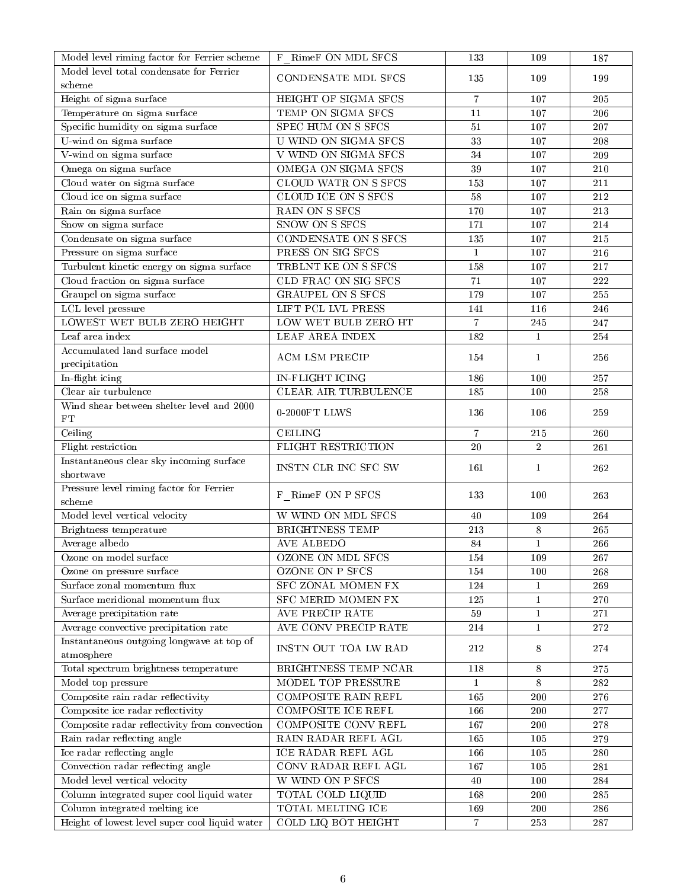| | | | | |
|---|---|---|---|---|
| Model level riming factor for Ferrier scheme | F_RimeF ON MDL SFCS | 133 | 109 | 187 |
| Model level total condensate for Ferrier scheme | CONDENSATE MDL SFCS | 135 | 109 | 199 |
| Height of sigma surface | HEIGHT OF SIGMA SFCS | 7 | 107 | 205 |
| Temperature on sigma surface | TEMP ON SIGMA SFCS | 11 | 107 | 206 |
| Specific humidity on sigma surface | SPEC HUM ON S SFCS | 51 | 107 | 207 |
| U-wind on sigma surface | U WIND ON SIGMA SFCS | 33 | 107 | 208 |
| V-wind on sigma surface | V WIND ON SIGMA SFCS | 34 | 107 | 209 |
| Omega on sigma surface | OMEGA ON SIGMA SFCS | 39 | 107 | 210 |
| Cloud water on sigma surface | CLOUD WATR ON S SFCS | 153 | 107 | 211 |
| Cloud ice on sigma surface | CLOUD ICE ON S SFCS | 58 | 107 | 212 |
| Rain on sigma surface | RAIN ON S SFCS | 170 | 107 | 213 |
| Snow on sigma surface | SNOW ON S SFCS | 171 | 107 | 214 |
| Condensate on sigma surface | CONDENSATE ON S SFCS | 135 | 107 | 215 |
| Pressure on sigma surface | PRESS ON SIG SFCS | 1 | 107 | 216 |
| Turbulent kinetic energy on sigma surface | TRBLNT KE ON S SFCS | 158 | 107 | 217 |
| Cloud fraction on sigma surface | CLD FRAC ON SIG SFCS | 71 | 107 | 222 |
| Graupel on sigma surface | GRAUPEL ON S SFCS | 179 | 107 | 255 |
| LCL level pressure | LIFT PCL LVL PRESS | 141 | 116 | 246 |
| LOWEST WET BULB ZERO HEIGHT | LOW WET BULB ZERO HT | 7 | 245 | 247 |
| Leaf area index | LEAF AREA INDEX | 182 | 1 | 254 |
| Accumulated land surface model precipitation | ACM LSM PRECIP | 154 | 1 | 256 |
| In-flight icing | IN-FLIGHT ICING | 186 | 100 | 257 |
| Clear air turbulence | CLEAR AIR TURBULENCE | 185 | 100 | 258 |
| Wind shear between shelter level and 2000 FT | 0-2000FT LLWS | 136 | 106 | 259 |
| Ceiling | CEILING | 7 | 215 | 260 |
| Flight restriction | FLIGHT RESTRICTION | 20 | 2 | 261 |
| Instantaneous clear sky incoming surface shortwave | INSTN CLR INC SFC SW | 161 | 1 | 262 |
| Pressure level riming factor for Ferrier scheme | F_RimeF ON P SFCS | 133 | 100 | 263 |
| Model level vertical velocity | W WIND ON MDL SFCS | 40 | 109 | 264 |
| Brightness temperature | BRIGHTNESS TEMP | 213 | 8 | 265 |
| Average albedo | AVE ALBEDO | 84 | 1 | 266 |
| Ozone on model surface | OZONE ON MDL SFCS | 154 | 109 | 267 |
| Ozone on pressure surface | OZONE ON P SFCS | 154 | 100 | 268 |
| Surface zonal momentum flux | SFC ZONAL MOMEN FX | 124 | 1 | 269 |
| Surface meridional momentum flux | SFC MERID MOMEN FX | 125 | 1 | 270 |
| Average precipitation rate | AVE PRECIP RATE | 59 | 1 | 271 |
| Average convective precipitation rate | AVE CONV PRECIP RATE | 214 | 1 | 272 |
| Instantaneous outgoing longwave at top of atmosphere | INSTN OUT TOA LW RAD | 212 | 8 | 274 |
| Total spectrum brightness temperature | BRIGHTNESS TEMP NCAR | 118 | 8 | 275 |
| Model top pressure | MODEL TOP PRESSURE | 1 | 8 | 282 |
| Composite rain radar reflectivity | COMPOSITE RAIN REFL | 165 | 200 | 276 |
| Composite ice radar reflectivity | COMPOSITE ICE REFL | 166 | 200 | 277 |
| Composite radar reflectivity from convection | COMPOSITE CONV REFL | 167 | 200 | 278 |
| Rain radar reflecting angle | RAIN RADAR REFL AGL | 165 | 105 | 279 |
| Ice radar reflecting angle | ICE RADAR REFL AGL | 166 | 105 | 280 |
| Convection radar reflecting angle | CONV RADAR REFL AGL | 167 | 105 | 281 |
| Model level vertical velocity | W WIND ON P SFCS | 40 | 100 | 284 |
| Column integrated super cool liquid water | TOTAL COLD LIQUID | 168 | 200 | 285 |
| Column integrated melting ice | TOTAL MELTING ICE | 169 | 200 | 286 |
| Height of lowest level super cool liquid water | COLD LIQ BOT HEIGHT | 7 | 253 | 287 |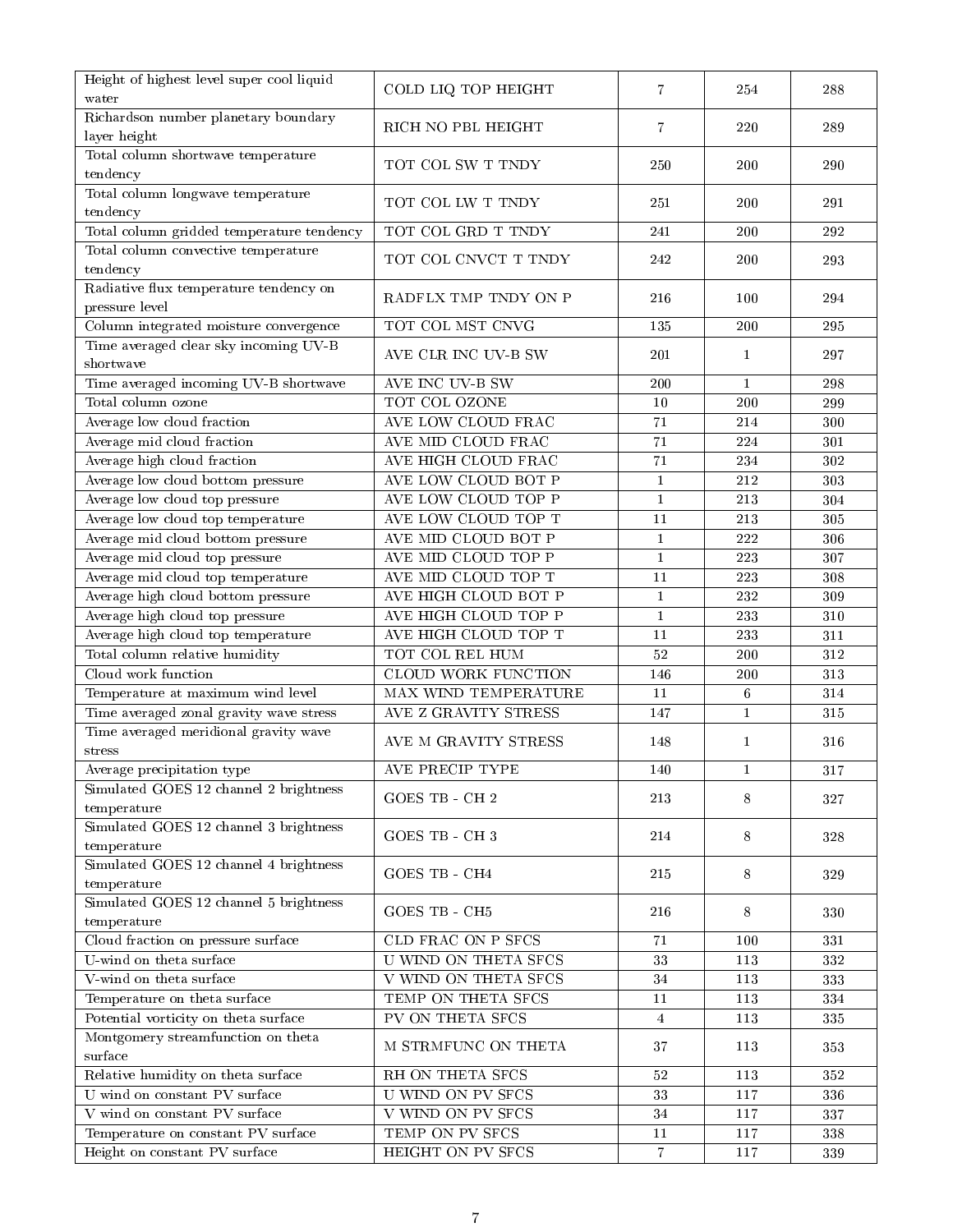| | | | | |
|---|---|---|---|---|
| Height of highest level super cool liquid water | COLD LIQ TOP HEIGHT | 7 | 254 | 288 |
| Richardson number planetary boundary layer height | RICH NO PBL HEIGHT | 7 | 220 | 289 |
| Total column shortwave temperature tendency | TOT COL SW T TNDY | 250 | 200 | 290 |
| Total column longwave temperature tendency | TOT COL LW T TNDY | 251 | 200 | 291 |
| Total column gridded temperature tendency | TOT COL GRD T TNDY | 241 | 200 | 292 |
| Total column convective temperature tendency | TOT COL CNVCT T TNDY | 242 | 200 | 293 |
| Radiative flux temperature tendency on pressure level | RADFLX TMP TNDY ON P | 216 | 100 | 294 |
| Column integrated moisture convergence | TOT COL MST CNVG | 135 | 200 | 295 |
| Time averaged clear sky incoming UV-B shortwave | AVE CLR INC UV-B SW | 201 | 1 | 297 |
| Time averaged incoming UV-B shortwave | AVE INC UV-B SW | 200 | 1 | 298 |
| Total column ozone | TOT COL OZONE | 10 | 200 | 299 |
| Average low cloud fraction | AVE LOW CLOUD FRAC | 71 | 214 | 300 |
| Average mid cloud fraction | AVE MID CLOUD FRAC | 71 | 224 | 301 |
| Average high cloud fraction | AVE HIGH CLOUD FRAC | 71 | 234 | 302 |
| Average low cloud bottom pressure | AVE LOW CLOUD BOT P | 1 | 212 | 303 |
| Average low cloud top pressure | AVE LOW CLOUD TOP P | 1 | 213 | 304 |
| Average low cloud top temperature | AVE LOW CLOUD TOP T | 11 | 213 | 305 |
| Average mid cloud bottom pressure | AVE MID CLOUD BOT P | 1 | 222 | 306 |
| Average mid cloud top pressure | AVE MID CLOUD TOP P | 1 | 223 | 307 |
| Average mid cloud top temperature | AVE MID CLOUD TOP T | 11 | 223 | 308 |
| Average high cloud bottom pressure | AVE HIGH CLOUD BOT P | 1 | 232 | 309 |
| Average high cloud top pressure | AVE HIGH CLOUD TOP P | 1 | 233 | 310 |
| Average high cloud top temperature | AVE HIGH CLOUD TOP T | 11 | 233 | 311 |
| Total column relative humidity | TOT COL REL HUM | 52 | 200 | 312 |
| Cloud work function | CLOUD WORK FUNCTION | 146 | 200 | 313 |
| Temperature at maximum wind level | MAX WIND TEMPERATURE | 11 | 6 | 314 |
| Time averaged zonal gravity wave stress | AVE Z GRAVITY STRESS | 147 | 1 | 315 |
| Time averaged meridional gravity wave stress | AVE M GRAVITY STRESS | 148 | 1 | 316 |
| Average precipitation type | AVE PRECIP TYPE | 140 | 1 | 317 |
| Simulated GOES 12 channel 2 brightness temperature | GOES TB - CH 2 | 213 | 8 | 327 |
| Simulated GOES 12 channel 3 brightness temperature | GOES TB - CH 3 | 214 | 8 | 328 |
| Simulated GOES 12 channel 4 brightness temperature | GOES TB - CH4 | 215 | 8 | 329 |
| Simulated GOES 12 channel 5 brightness temperature | GOES TB - CH5 | 216 | 8 | 330 |
| Cloud fraction on pressure surface | CLD FRAC ON P SFCS | 71 | 100 | 331 |
| U-wind on theta surface | U WIND ON THETA SFCS | 33 | 113 | 332 |
| V-wind on theta surface | V WIND ON THETA SFCS | 34 | 113 | 333 |
| Temperature on theta surface | TEMP ON THETA SFCS | 11 | 113 | 334 |
| Potential vorticity on theta surface | PV ON THETA SFCS | 4 | 113 | 335 |
| Montgomery streamfunction on theta surface | M STRMFUNC ON THETA | 37 | 113 | 353 |
| Relative humidity on theta surface | RH ON THETA SFCS | 52 | 113 | 352 |
| U wind on constant PV surface | U WIND ON PV SFCS | 33 | 117 | 336 |
| V wind on constant PV surface | V WIND ON PV SFCS | 34 | 117 | 337 |
| Temperature on constant PV surface | TEMP ON PV SFCS | 11 | 117 | 338 |
| Height on constant PV surface | HEIGHT ON PV SFCS | 7 | 117 | 339 |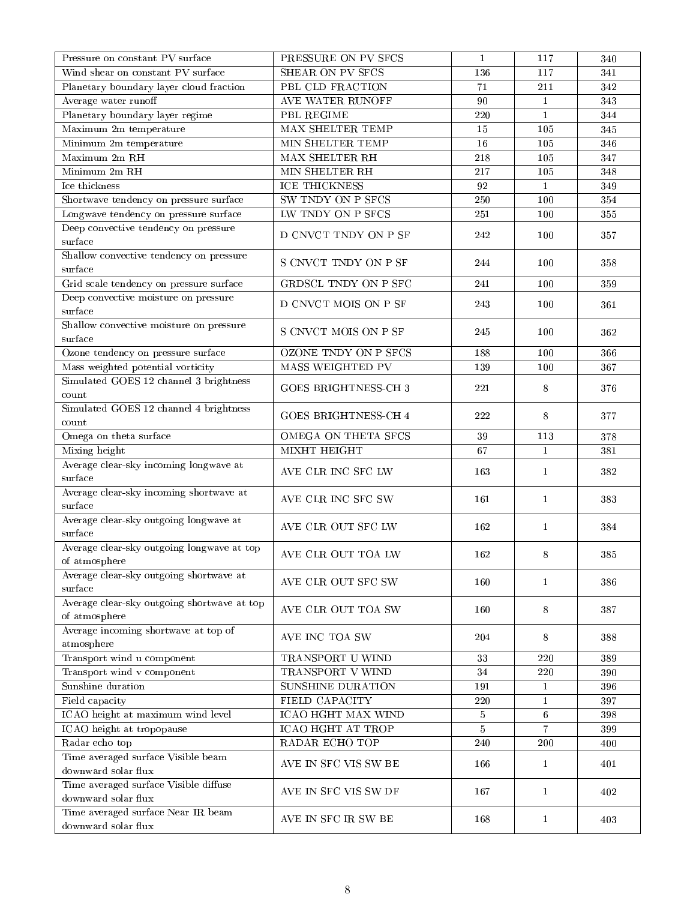| | | | | |
|---|---|---|---|---|
| Pressure on constant PV surface | PRESSURE ON PV SFCS | 1 | 117 | 340 |
| Wind shear on constant PV surface | SHEAR ON PV SFCS | 136 | 117 | 341 |
| Planetary boundary layer cloud fraction | PBL CLD FRACTION | 71 | 211 | 342 |
| Average water runoff | AVE WATER RUNOFF | 90 | 1 | 343 |
| Planetary boundary layer regime | PBL REGIME | 220 | 1 | 344 |
| Maximum 2m temperature | MAX SHELTER TEMP | 15 | 105 | 345 |
| Minimum 2m temperature | MIN SHELTER TEMP | 16 | 105 | 346 |
| Maximum 2m RH | MAX SHELTER RH | 218 | 105 | 347 |
| Minimum 2m RH | MIN SHELTER RH | 217 | 105 | 348 |
| Ice thickness | ICE THICKNESS | 92 | 1 | 349 |
| Shortwave tendency on pressure surface | SW TNDY ON P SFCS | 250 | 100 | 354 |
| Longwave tendency on pressure surface | LW TNDY ON P SFCS | 251 | 100 | 355 |
| Deep convective tendency on pressure surface | D CNVCT TNDY ON P SF | 242 | 100 | 357 |
| Shallow convective tendency on pressure surface | S CNVCT TNDY ON P SF | 244 | 100 | 358 |
| Grid scale tendency on pressure surface | GRDSCL TNDY ON P SFC | 241 | 100 | 359 |
| Deep convective moisture on pressure surface | D CNVCT MOIS ON P SF | 243 | 100 | 361 |
| Shallow convective moisture on pressure surface | S CNVCT MOIS ON P SF | 245 | 100 | 362 |
| Ozone tendency on pressure surface | OZONE TNDY ON P SFCS | 188 | 100 | 366 |
| Mass weighted potential vorticity | MASS WEIGHTED PV | 139 | 100 | 367 |
| Simulated GOES 12 channel 3 brightness count | GOES BRIGHTNESS-CH 3 | 221 | 8 | 376 |
| Simulated GOES 12 channel 4 brightness count | GOES BRIGHTNESS-CH 4 | 222 | 8 | 377 |
| Omega on theta surface | OMEGA ON THETA SFCS | 39 | 113 | 378 |
| Mixing height | MIXHT HEIGHT | 67 | 1 | 381 |
| Average clear-sky incoming longwave at surface | AVE CLR INC SFC LW | 163 | 1 | 382 |
| Average clear-sky incoming shortwave at surface | AVE CLR INC SFC SW | 161 | 1 | 383 |
| Average clear-sky outgoing longwave at surface | AVE CLR OUT SFC LW | 162 | 1 | 384 |
| Average clear-sky outgoing longwave at top of atmosphere | AVE CLR OUT TOA LW | 162 | 8 | 385 |
| Average clear-sky outgoing shortwave at surface | AVE CLR OUT SFC SW | 160 | 1 | 386 |
| Average clear-sky outgoing shortwave at top of atmosphere | AVE CLR OUT TOA SW | 160 | 8 | 387 |
| Average incoming shortwave at top of atmosphere | AVE INC TOA SW | 204 | 8 | 388 |
| Transport wind u component | TRANSPORT U WIND | 33 | 220 | 389 |
| Transport wind v component | TRANSPORT V WIND | 34 | 220 | 390 |
| Sunshine duration | SUNSHINE DURATION | 191 | 1 | 396 |
| Field capacity | FIELD CAPACITY | 220 | 1 | 397 |
| ICAO height at maximum wind level | ICAO HGHT MAX WIND | 5 | 6 | 398 |
| ICAO height at tropopause | ICAO HGHT AT TROP | 5 | 7 | 399 |
| Radar echo top | RADAR ECHO TOP | 240 | 200 | 400 |
| Time averaged surface Visible beam downward solar flux | AVE IN SFC VIS SW BE | 166 | 1 | 401 |
| Time averaged surface Visible diffuse downward solar flux | AVE IN SFC VIS SW DF | 167 | 1 | 402 |
| Time averaged surface Near IR beam downward solar flux | AVE IN SFC IR SW BE | 168 | 1 | 403 |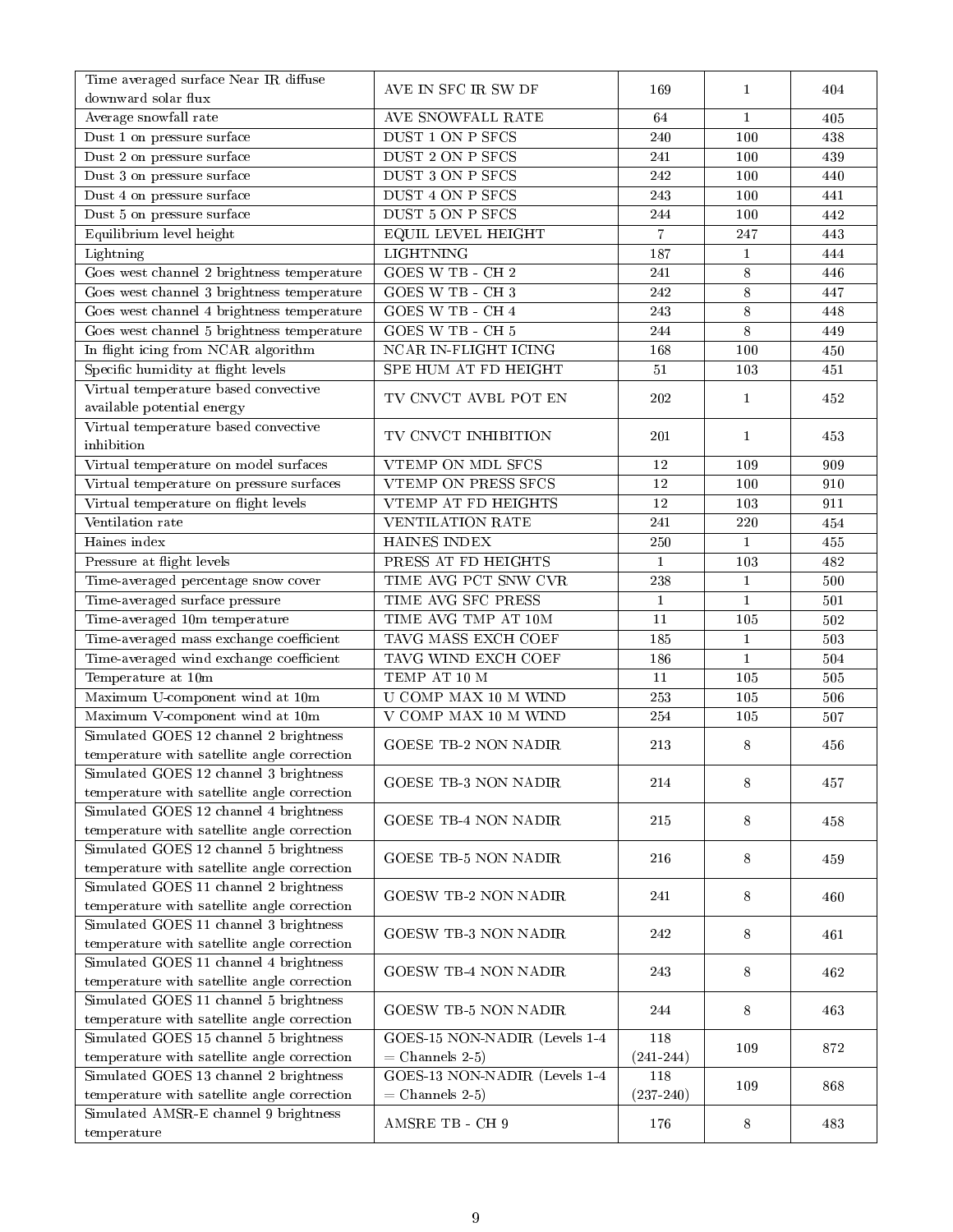| | | | | |
|---|---|---|---|---|
| Time averaged surface Near IR diffuse downward solar flux | AVE IN SFC IR SW DF | 169 | 1 | 404 |
| Average snowfall rate | AVE SNOWFALL RATE | 64 | 1 | 405 |
| Dust 1 on pressure surface | DUST 1 ON P SFCS | 240 | 100 | 438 |
| Dust 2 on pressure surface | DUST 2 ON P SFCS | 241 | 100 | 439 |
| Dust 3 on pressure surface | DUST 3 ON P SFCS | 242 | 100 | 440 |
| Dust 4 on pressure surface | DUST 4 ON P SFCS | 243 | 100 | 441 |
| Dust 5 on pressure surface | DUST 5 ON P SFCS | 244 | 100 | 442 |
| Equilibrium level height | EQUIL LEVEL HEIGHT | 7 | 247 | 443 |
| Lightning | LIGHTNING | 187 | 1 | 444 |
| Goes west channel 2 brightness temperature | GOES W TB - CH 2 | 241 | 8 | 446 |
| Goes west channel 3 brightness temperature | GOES W TB - CH 3 | 242 | 8 | 447 |
| Goes west channel 4 brightness temperature | GOES W TB - CH 4 | 243 | 8 | 448 |
| Goes west channel 5 brightness temperature | GOES W TB - CH 5 | 244 | 8 | 449 |
| In flight icing from NCAR algorithm | NCAR IN-FLIGHT ICING | 168 | 100 | 450 |
| Specific humidity at flight levels | SPE HUM AT FD HEIGHT | 51 | 103 | 451 |
| Virtual temperature based convective available potential energy | TV CNVCT AVBL POT EN | 202 | 1 | 452 |
| Virtual temperature based convective inhibition | TV CNVCT INHIBITION | 201 | 1 | 453 |
| Virtual temperature on model surfaces | VTEMP ON MDL SFCS | 12 | 109 | 909 |
| Virtual temperature on pressure surfaces | VTEMP ON PRESS SFCS | 12 | 100 | 910 |
| Virtual temperature on flight levels | VTEMP AT FD HEIGHTS | 12 | 103 | 911 |
| Ventilation rate | VENTILATION RATE | 241 | 220 | 454 |
| Haines index | HAINES INDEX | 250 | 1 | 455 |
| Pressure at flight levels | PRESS AT FD HEIGHTS | 1 | 103 | 482 |
| Time-averaged percentage snow cover | TIME AVG PCT SNW CVR | 238 | 1 | 500 |
| Time-averaged surface pressure | TIME AVG SFC PRESS | 1 | 1 | 501 |
| Time-averaged 10m temperature | TIME AVG TMP AT 10M | 11 | 105 | 502 |
| Time-averaged mass exchange coefficient | TAVG MASS EXCH COEF | 185 | 1 | 503 |
| Time-averaged wind exchange coefficient | TAVG WIND EXCH COEF | 186 | 1 | 504 |
| Temperature at 10m | TEMP AT 10 M | 11 | 105 | 505 |
| Maximum U-component wind at 10m | U COMP MAX 10 M WIND | 253 | 105 | 506 |
| Maximum V-component wind at 10m | V COMP MAX 10 M WIND | 254 | 105 | 507 |
| Simulated GOES 12 channel 2 brightness temperature with satellite angle correction | GOESE TB-2 NON NADIR | 213 | 8 | 456 |
| Simulated GOES 12 channel 3 brightness temperature with satellite angle correction | GOESE TB-3 NON NADIR | 214 | 8 | 457 |
| Simulated GOES 12 channel 4 brightness temperature with satellite angle correction | GOESE TB-4 NON NADIR | 215 | 8 | 458 |
| Simulated GOES 12 channel 5 brightness temperature with satellite angle correction | GOESE TB-5 NON NADIR | 216 | 8 | 459 |
| Simulated GOES 11 channel 2 brightness temperature with satellite angle correction | GOESW TB-2 NON NADIR | 241 | 8 | 460 |
| Simulated GOES 11 channel 3 brightness temperature with satellite angle correction | GOESW TB-3 NON NADIR | 242 | 8 | 461 |
| Simulated GOES 11 channel 4 brightness temperature with satellite angle correction | GOESW TB-4 NON NADIR | 243 | 8 | 462 |
| Simulated GOES 11 channel 5 brightness temperature with satellite angle correction | GOESW TB-5 NON NADIR | 244 | 8 | 463 |
| Simulated GOES 15 channel 5 brightness temperature with satellite angle correction | GOES-15 NON-NADIR (Levels 1-4 = Channels 2-5) | 118 (241-244) | 109 | 872 |
| Simulated GOES 13 channel 2 brightness temperature with satellite angle correction | GOES-13 NON-NADIR (Levels 1-4 = Channels 2-5) | 118 (237-240) | 109 | 868 |
| Simulated AMSR-E channel 9 brightness temperature | AMSRE TB - CH 9 | 176 | 8 | 483 |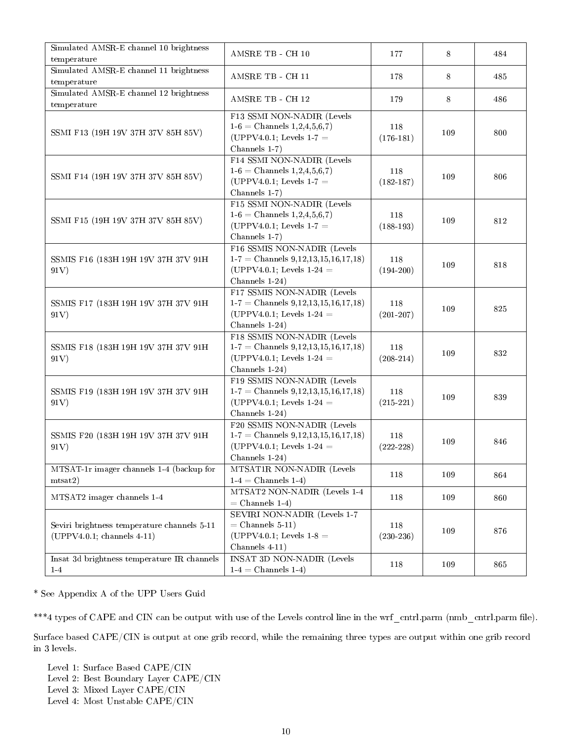| | | | | |
|---|---|---|---|---|
| Simulated AMSR-E channel 10 brightness temperature | AMSRE TB - CH 10 | 177 | 8 | 484 |
| Simulated AMSR-E channel 11 brightness temperature | AMSRE TB - CH 11 | 178 | 8 | 485 |
| Simulated AMSR-E channel 12 brightness temperature | AMSRE TB - CH 12 | 179 | 8 | 486 |
| SSMI F13 (19H 19V 37H 37V 85H 85V) | F13 SSMI NON-NADIR (Levels 1-6 = Channels 1,2,4,5,6,7) (UPPV4.0.1; Levels 1-7 = Channels 1-7) | 118 (176-181) | 109 | 800 |
| SSMI F14 (19H 19V 37H 37V 85H 85V) | F14 SSMI NON-NADIR (Levels 1-6 = Channels 1,2,4,5,6,7) (UPPV4.0.1; Levels 1-7 = Channels 1-7) | 118 (182-187) | 109 | 806 |
| SSMI F15 (19H 19V 37H 37V 85H 85V) | F15 SSMI NON-NADIR (Levels 1-6 = Channels 1,2,4,5,6,7) (UPPV4.0.1; Levels 1-7 = Channels 1-7) | 118 (188-193) | 109 | 812 |
| SSMIS F16 (183H 19H 19V 37H 37V 91H 91V) | F16 SSMIS NON-NADIR (Levels 1-7 = Channels 9,12,13,15,16,17,18) (UPPV4.0.1; Levels 1-24 = Channels 1-24) | 118 (194-200) | 109 | 818 |
| SSMIS F17 (183H 19H 19V 37H 37V 91H 91V) | F17 SSMIS NON-NADIR (Levels 1-7 = Channels 9,12,13,15,16,17,18) (UPPV4.0.1; Levels 1-24 = Channels 1-24) | 118 (201-207) | 109 | 825 |
| SSMIS F18 (183H 19H 19V 37H 37V 91H 91V) | F18 SSMIS NON-NADIR (Levels 1-7 = Channels 9,12,13,15,16,17,18) (UPPV4.0.1; Levels 1-24 = Channels 1-24) | 118 (208-214) | 109 | 832 |
| SSMIS F19 (183H 19H 19V 37H 37V 91H 91V) | F19 SSMIS NON-NADIR (Levels 1-7 = Channels 9,12,13,15,16,17,18) (UPPV4.0.1; Levels 1-24 = Channels 1-24) | 118 (215-221) | 109 | 839 |
| SSMIS F20 (183H 19H 19V 37H 37V 91H 91V) | F20 SSMIS NON-NADIR (Levels 1-7 = Channels 9,12,13,15,16,17,18) (UPPV4.0.1; Levels 1-24 = Channels 1-24) | 118 (222-228) | 109 | 846 |
| MTSAT-1r imager channels 1-4 (backup for mtsat2) | MTSAT1R NON-NADIR (Levels 1-4 = Channels 1-4) | 118 | 109 | 864 |
| MTSAT2 imager channels 1-4 | MTSAT2 NON-NADIR (Levels 1-4 = Channels 1-4) | 118 | 109 | 860 |
| Seviri brightness temperature channels 5-11 (UPPV4.0.1; channels 4-11) | SEVIRI NON-NADIR (Levels 1-7 = Channels 5-11) (UPPV4.0.1; Levels 1-8 = Channels 4-11) | 118 (230-236) | 109 | 876 |
| Insat 3d brightness temperature IR channels 1-4 | INSAT 3D NON-NADIR (Levels 1-4 = Channels 1-4) | 118 | 109 | 865 |

* See Appendix A of the UPP Users Guid

***4 types of CAPE and CIN can be output with use of the Levels control line in the wrf_cntrl.parm (nmb_cntrl.parm file).

Surface based CAPE/CIN is output at one grib record, while the remaining three types are output within one grib record in 3 levels.

Level 1: Surface Based CAPE/CIN
Level 2: Best Boundary Layer CAPE/CIN
Level 3: Mixed Layer CAPE/CIN
Level 4: Most Unstable CAPE/CIN